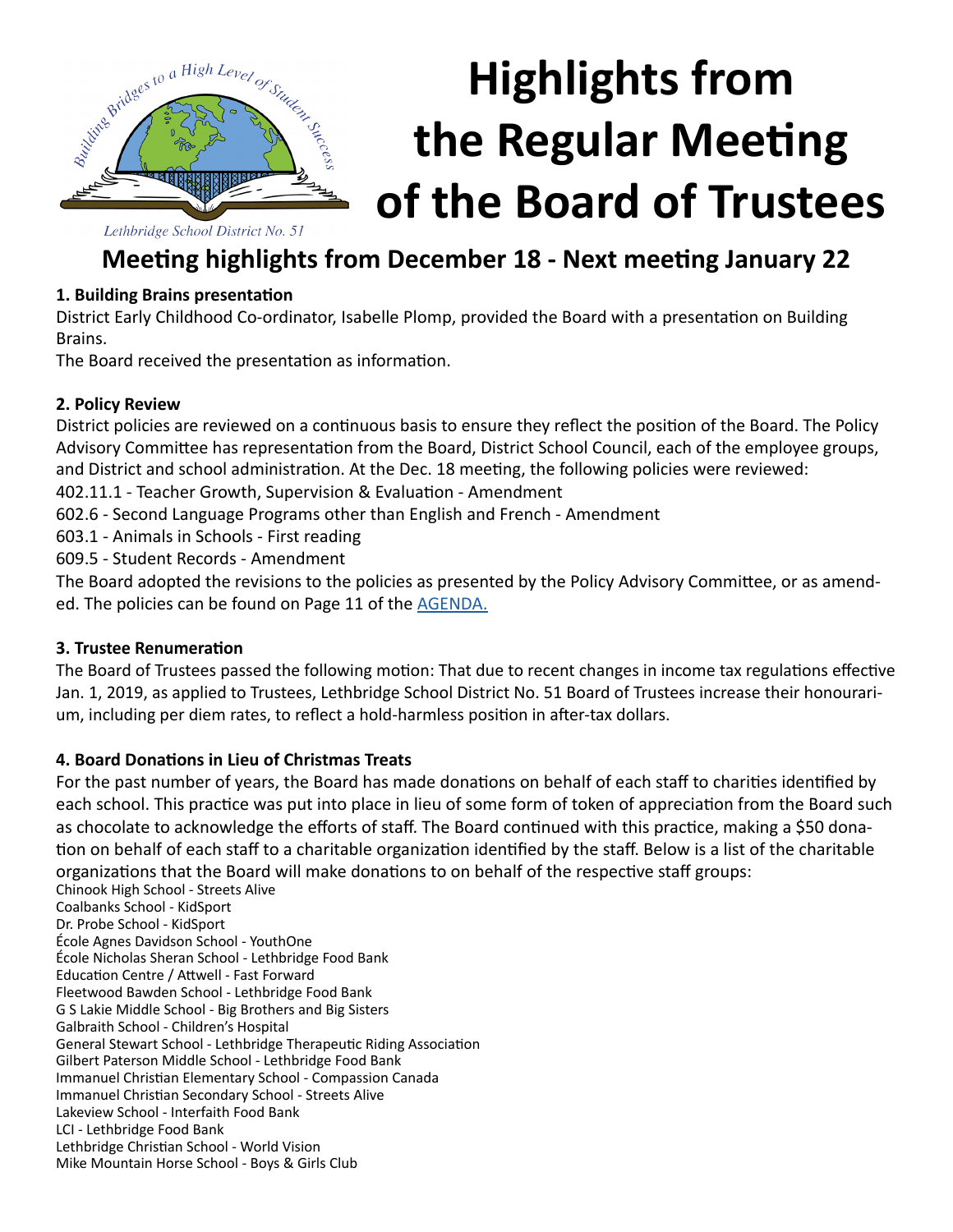# Highlights from the Regular Meeting of the Board of Trustees

Lethbridge School District No. 51

## Meeting highlights from December 18 - Next meeting January 22

### 1. Building Brains presentation

District Early Childhood Co-ordinator, Isabelle Plomp, provided the Board with a presentation on Building Brains.

The Board received the presentation as information.

### 2. Policy Review

District policies are reviewed on a continuous basis to ensure they reflect the position of the Board. The Policy Advisory Committee has representation from the Board, District School Council, each of the employee groups, and District and school administration. At the Dec. 18 meeting, the following policies were reviewed:

402.11.1 - Teacher Growth, Supervision & Evaluation - Amendment

602.6 - Second Language Programs other than English and French - Amendment

603.1 - Animals in Schools - First reading

609.5 - Student Records - Amendment

The Board adopted the revisions to the policies as presented by the Policy Advisory Committee, or as amended. The policies can be found on Page 11 of the AGENDA.

### 3. Trustee Renumeration

The Board of Trustees passed the following motion: That due to recent changes in income tax regulations effective Jan. 1, 2019, as applied to Trustees, Lethbridge School District No. 51 Board of Trustees increase their honourarium, including per diem rates, to reflect a hold-harmless position in after-tax dollars.

### 4. Board Donations in Lieu of Christmas Treats

For the past number of years, the Board has made donations on behalf of each staff to charities identified by each school. This practice was put into place in lieu of some form of token of appreciation from the Board such as chocolate to acknowledge the efforts of staff. The Board continued with this practice, making a $50 donation on behalf of each staff to a charitable organization identified by the staff. Below is a list of the charitable organizations that the Board will make donations to on behalf of the respective staff groups:

Chinook High School - Streets Alive
Coalbanks School - KidSport
Dr. Probe School - KidSport
École Agnes Davidson School - YouthOne
École Nicholas Sheran School - Lethbridge Food Bank
Education Centre / Attwell - Fast Forward
Fleetwood Bawden School - Lethbridge Food Bank
G S Lakie Middle School - Big Brothers and Big Sisters
Galbraith School - Children's Hospital
General Stewart School - Lethbridge Therapeutic Riding Association
Gilbert Paterson Middle School - Lethbridge Food Bank
Immanuel Christian Elementary School - Compassion Canada
Immanuel Christian Secondary School - Streets Alive
Lakeview School - Interfaith Food Bank
LCI - Lethbridge Food Bank
Lethbridge Christian School - World Vision
Mike Mountain Horse School - Boys & Girls Club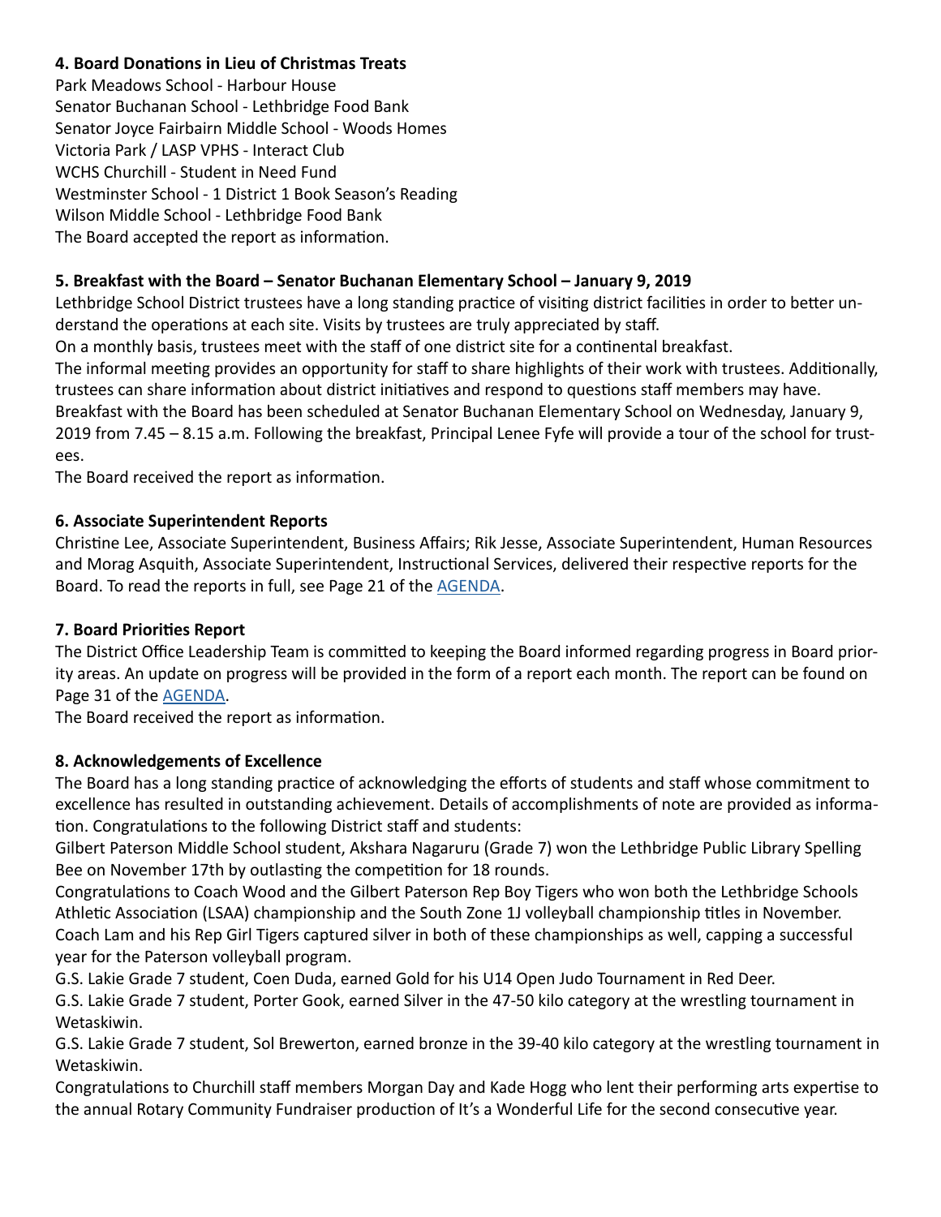### 4. Board Donations in Lieu of Christmas Treats

Park Meadows School - Harbour House
Senator Buchanan School - Lethbridge Food Bank
Senator Joyce Fairbairn Middle School - Woods Homes
Victoria Park / LASP VPHS - Interact Club
WCHS Churchill - Student in Need Fund
Westminster School - 1 District 1 Book Season's Reading
Wilson Middle School - Lethbridge Food Bank
The Board accepted the report as information.

### 5. Breakfast with the Board – Senator Buchanan Elementary School – January 9, 2019

Lethbridge School District trustees have a long standing practice of visiting district facilities in order to better understand the operations at each site. Visits by trustees are truly appreciated by staff.
On a monthly basis, trustees meet with the staff of one district site for a continental breakfast.
The informal meeting provides an opportunity for staff to share highlights of their work with trustees. Additionally, trustees can share information about district initiatives and respond to questions staff members may have.
Breakfast with the Board has been scheduled at Senator Buchanan Elementary School on Wednesday, January 9, 2019 from 7.45 – 8.15 a.m. Following the breakfast, Principal Lenee Fyfe will provide a tour of the school for trustees.
The Board received the report as information.

### 6. Associate Superintendent Reports

Christine Lee, Associate Superintendent, Business Affairs; Rik Jesse, Associate Superintendent, Human Resources and Morag Asquith, Associate Superintendent, Instructional Services, delivered their respective reports for the Board. To read the reports in full, see Page 21 of the AGENDA.

### 7. Board Priorities Report

The District Office Leadership Team is committed to keeping the Board informed regarding progress in Board priority areas. An update on progress will be provided in the form of a report each month. The report can be found on Page 31 of the AGENDA.
The Board received the report as information.

### 8. Acknowledgements of Excellence

The Board has a long standing practice of acknowledging the efforts of students and staff whose commitment to excellence has resulted in outstanding achievement. Details of accomplishments of note are provided as information. Congratulations to the following District staff and students:
Gilbert Paterson Middle School student, Akshara Nagaruru (Grade 7) won the Lethbridge Public Library Spelling Bee on November 17th by outlasting the competition for 18 rounds.
Congratulations to Coach Wood and the Gilbert Paterson Rep Boy Tigers who won both the Lethbridge Schools Athletic Association (LSAA) championship and the South Zone 1J volleyball championship titles in November. Coach Lam and his Rep Girl Tigers captured silver in both of these championships as well, capping a successful year for the Paterson volleyball program.
G.S. Lakie Grade 7 student, Coen Duda, earned Gold for his U14 Open Judo Tournament in Red Deer.
G.S. Lakie Grade 7 student, Porter Gook, earned Silver in the 47-50 kilo category at the wrestling tournament in Wetaskiwin.
G.S. Lakie Grade 7 student, Sol Brewerton, earned bronze in the 39-40 kilo category at the wrestling tournament in Wetaskiwin.
Congratulations to Churchill staff members Morgan Day and Kade Hogg who lent their performing arts expertise to the annual Rotary Community Fundraiser production of It's a Wonderful Life for the second consecutive year.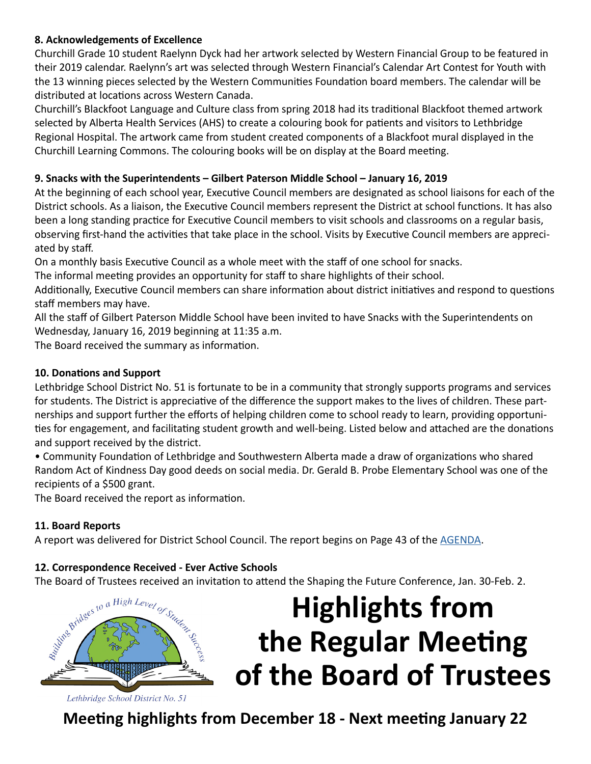**8. Acknowledgements of Excellence**

Churchill Grade 10 student Raelynn Dyck had her artwork selected by Western Financial Group to be featured in their 2019 calendar. Raelynn's art was selected through Western Financial's Calendar Art Contest for Youth with the 13 winning pieces selected by the Western Communities Foundation board members. The calendar will be distributed at locations across Western Canada.

Churchill's Blackfoot Language and Culture class from spring 2018 had its traditional Blackfoot themed artwork selected by Alberta Health Services (AHS) to create a colouring book for patients and visitors to Lethbridge Regional Hospital. The artwork came from student created components of a Blackfoot mural displayed in the Churchill Learning Commons. The colouring books will be on display at the Board meeting.

**9. Snacks with the Superintendents – Gilbert Paterson Middle School – January 16, 2019**

At the beginning of each school year, Executive Council members are designated as school liaisons for each of the District schools. As a liaison, the Executive Council members represent the District at school functions. It has also been a long standing practice for Executive Council members to visit schools and classrooms on a regular basis, observing first-hand the activities that take place in the school. Visits by Executive Council members are appreciated by staff.

On a monthly basis Executive Council as a whole meet with the staff of one school for snacks.

The informal meeting provides an opportunity for staff to share highlights of their school.

Additionally, Executive Council members can share information about district initiatives and respond to questions staff members may have.

All the staff of Gilbert Paterson Middle School have been invited to have Snacks with the Superintendents on Wednesday, January 16, 2019 beginning at 11:35 a.m.

The Board received the summary as information.

**10. Donations and Support**

Lethbridge School District No. 51 is fortunate to be in a community that strongly supports programs and services for students. The District is appreciative of the difference the support makes to the lives of children. These partnerships and support further the efforts of helping children come to school ready to learn, providing opportunities for engagement, and facilitating student growth and well-being. Listed below and attached are the donations and support received by the district.

- Community Foundation of Lethbridge and Southwestern Alberta made a draw of organizations who shared Random Act of Kindness Day good deeds on social media. Dr. Gerald B. Probe Elementary School was one of the recipients of a $500 grant.

The Board received the report as information.

**11. Board Reports**

A report was delivered for District School Council. The report begins on Page 43 of the AGENDA.

**12. Correspondence Received - Ever Active Schools**

The Board of Trustees received an invitation to attend the Shaping the Future Conference, Jan. 30-Feb. 2.

Building Bridges to a High Level of Student Success

Lethbridge School District No. 51

# Highlights from the Regular Meeting of the Board of Trustees

## Meeting highlights from December 18 - Next meeting January 22